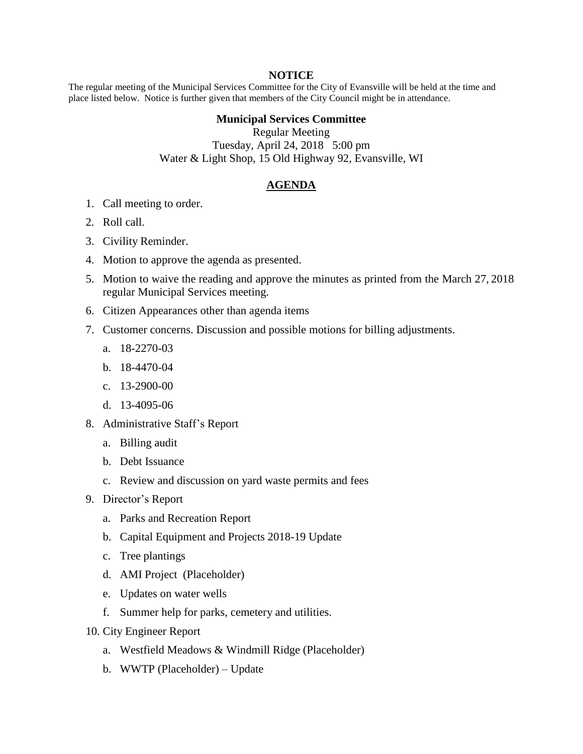**NOTICE**

The regular meeting of the Municipal Services Committee for the City of Evansville will be held at the time and place listed below. Notice is further given that members of the City Council might be in attendance.

**Municipal Services Committee**

Regular Meeting

Tuesday, April 24, 2018 5:00 pm

Water & Light Shop, 15 Old Highway 92, Evansville, WI

## AGENDA

1. Call meeting to order.
2. Roll call.
3. Civility Reminder.
4. Motion to approve the agenda as presented.
5. Motion to waive the reading and approve the minutes as printed from the March 27, 2018 regular Municipal Services meeting.
6. Citizen Appearances other than agenda items
7. Customer concerns. Discussion and possible motions for billing adjustments.
   a. 18-2270-03
   b. 18-4470-04
   c. 13-2900-00
   d. 13-4095-06
8. Administrative Staff's Report
   a. Billing audit
   b. Debt Issuance
   c. Review and discussion on yard waste permits and fees
9. Director's Report
   a. Parks and Recreation Report
   b. Capital Equipment and Projects 2018-19 Update
   c. Tree plantings
   d. AMI Project (Placeholder)
   e. Updates on water wells
   f. Summer help for parks, cemetery and utilities.
10. City Engineer Report
    a. Westfield Meadows & Windmill Ridge (Placeholder)
    b. WWTP (Placeholder) – Update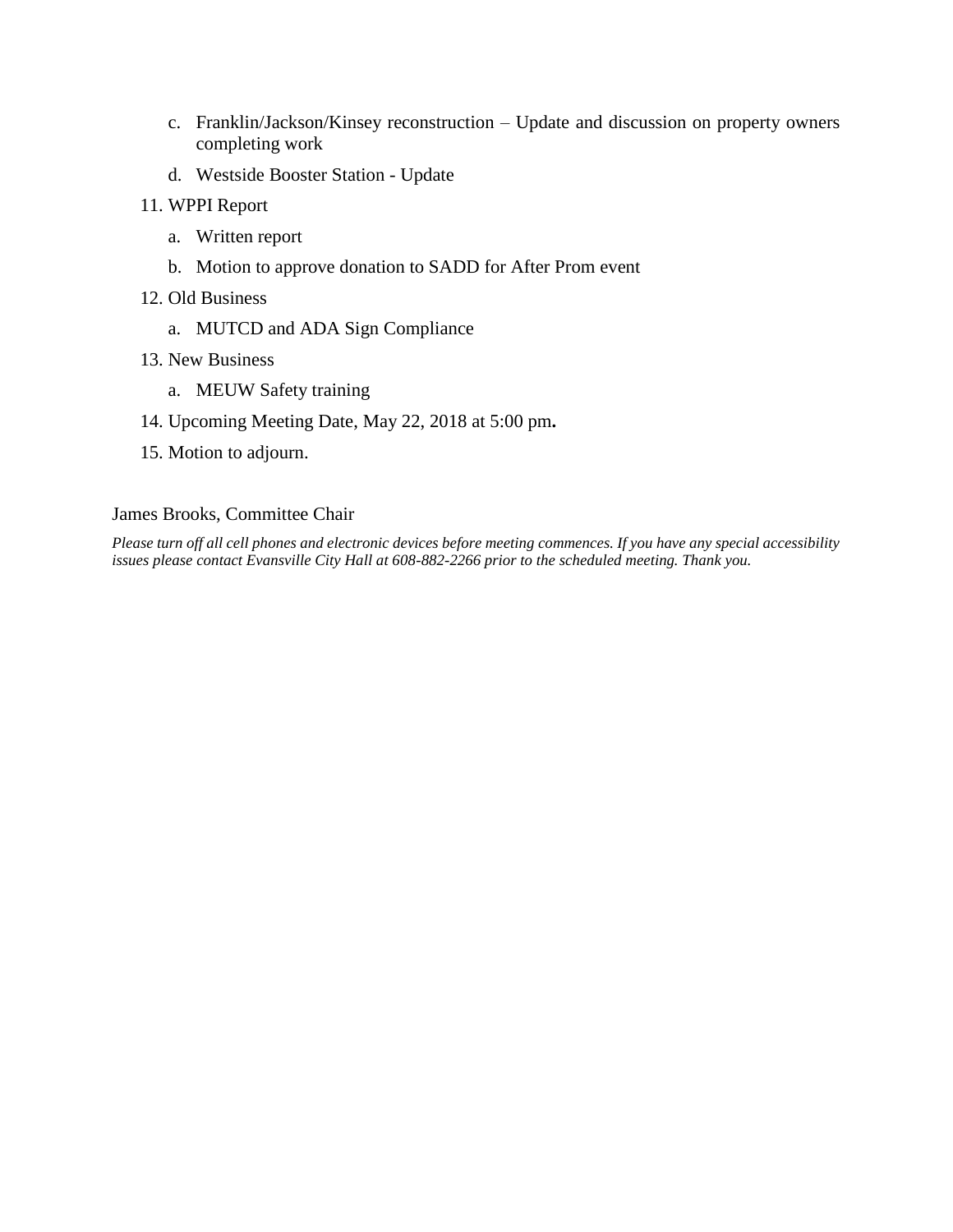c. Franklin/Jackson/Kinsey reconstruction – Update and discussion on property owners completing work

   d. Westside Booster Station - Update

11. WPPI Report

   a. Written report

   b. Motion to approve donation to SADD for After Prom event

12. Old Business

   a. MUTCD and ADA Sign Compliance

13. New Business

   a. MEUW Safety training

14. Upcoming Meeting Date, May 22, 2018 at 5:00 pm**.**

15. Motion to adjourn.

James Brooks, Committee Chair

*Please turn off all cell phones and electronic devices before meeting commences. If you have any special accessibility issues please contact Evansville City Hall at 608-882-2266 prior to the scheduled meeting. Thank you.*